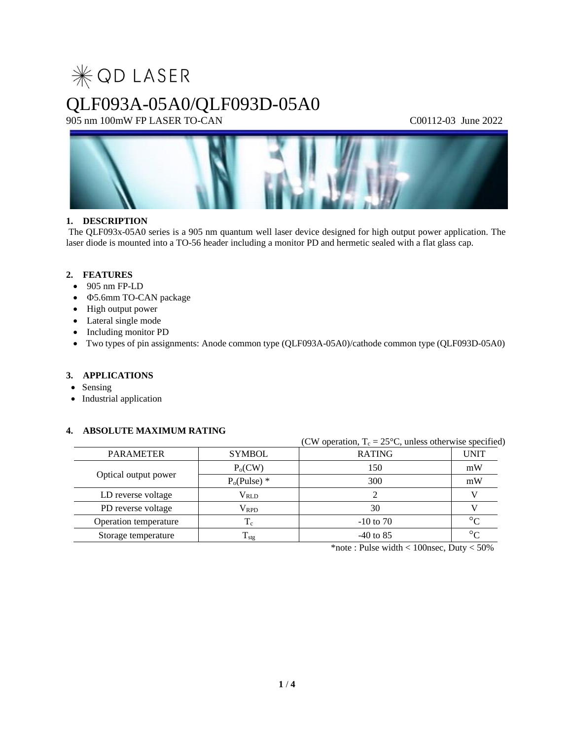QD LASER

# QLF093A-05A0/QLF093D-05A0

905 nm 100mW FP LASER TO-CAN C00112-03 June 2022

## 1. DESCRIPTION

The QLF093x-05A0 series is a 905 nm quantum well laser device designed for high output power application. The laser diode is mounted into a TO-56 header including a monitor PD and hermetic sealed with a flat glass cap.

## 2. FEATURES

- 905 nm FP-LD
- Φ5.6mm TO-CAN package
- High output power
- Lateral single mode
- Including monitor PD
- Two types of pin assignments: Anode common type (QLF093A-05A0)/cathode common type (QLF093D-05A0)

## 3. APPLICATIONS

- Sensing
- Industrial application

## 4. ABSOLUTE MAXIMUM RATING

(CW operation, $T_c = 25°C$, unless otherwise specified)

| PARAMETER | SYMBOL | RATING | UNIT |
|---|---|---|---|
| Optical output power | $P_o$(CW) | 150 | mW |
| | $P_o$(Pulse) * | 300 | mW |
| LD reverse voltage | $V_{RLD}$ | 2 | V |
| PD reverse voltage | $V_{RPD}$ | 30 | V |
| Operation temperature | $T_c$ | -10 to 70 | °C |
| Storage temperature | $T_{stg}$ | -40 to 85 | °C |

*note : Pulse width < 100nsec, Duty < 50%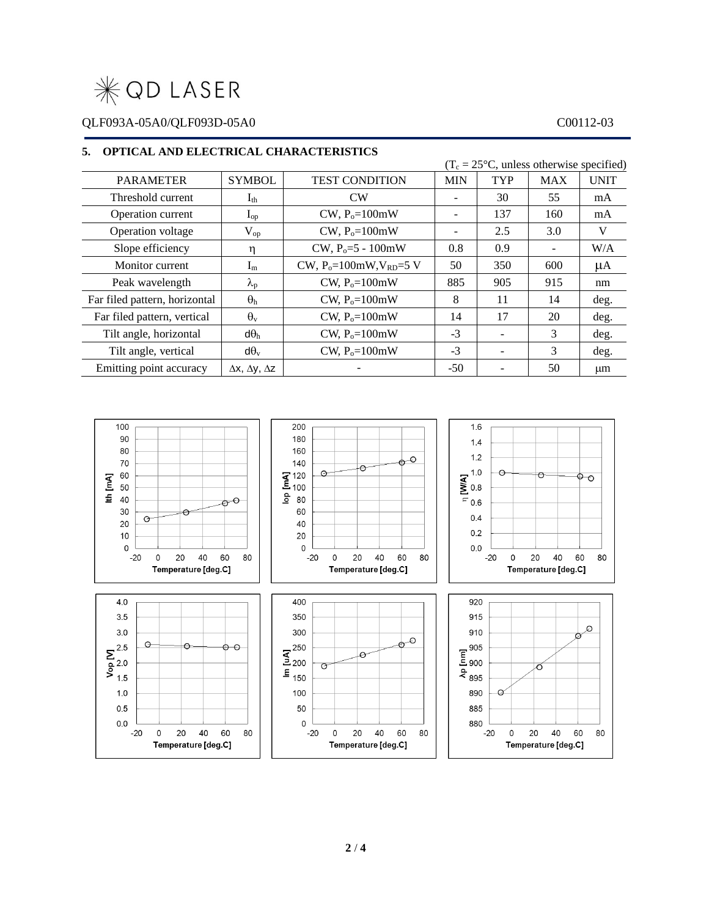## 5. OPTICAL AND ELECTRICAL CHARACTERISTICS

($T_c$ = 25°C, unless otherwise specified)

| PARAMETER | SYMBOL | TEST CONDITION | MIN | TYP | MAX | UNIT |
|---|---|---|---|---|---|---|
| Threshold current | $I_{th}$ | CW | - | 30 | 55 | mA |
| Operation current | $I_{op}$ | CW, $P_o$=100mW | - | 137 | 160 | mA |
| Operation voltage | $V_{op}$ | CW, $P_o$=100mW | - | 2.5 | 3.0 | V |
| Slope efficiency | $\eta$ | CW, $P_o$=5 - 100mW | 0.8 | 0.9 | - | W/A |
| Monitor current | $I_m$ | CW, $P_o$=100mW,$V_{RD}$=5 V | 50 | 350 | 600 | μA |
| Peak wavelength | $\lambda_p$ | CW, $P_o$=100mW | 885 | 905 | 915 | nm |
| Far filed pattern, horizontal | $\theta_h$ | CW, $P_o$=100mW | 8 | 11 | 14 | deg. |
| Far filed pattern, vertical | $\theta_v$ | CW, $P_o$=100mW | 14 | 17 | 20 | deg. |
| Tilt angle, horizontal | $d\theta_h$ | CW, $P_o$=100mW | -3 | - | 3 | deg. |
| Tilt angle, vertical | $d\theta_v$ | CW, $P_o$=100mW | -3 | - | 3 | deg. |
| Emitting point accuracy | $\Delta x$, $\Delta y$, $\Delta z$ | - | -50 | - | 50 | μm |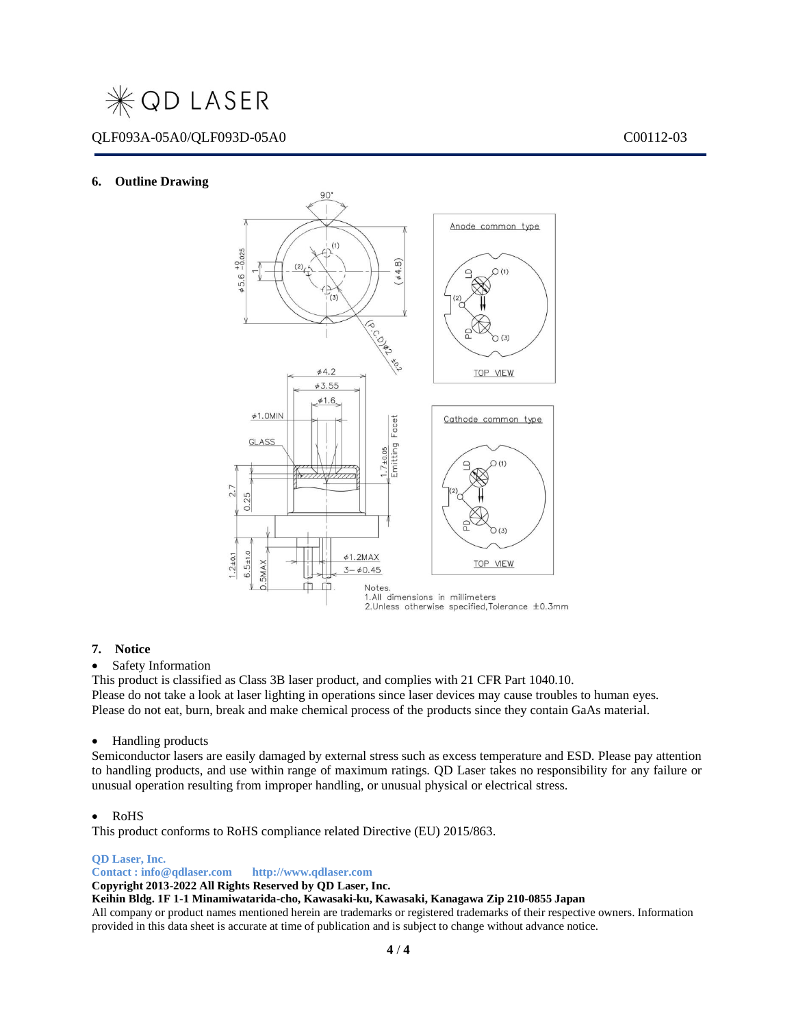## 6. Outline Drawing

90°

φ5.6 +0/−0.025

1

(1)

(2)

(3)

(φ4.8)

(P.C.D)φ2 ±0.2

φ4.2

φ3.55

φ1.6

φ1.0MIN

GLASS

2.7

0.25

1.7±0.05 Emitting Facet

1.2±0.1

6.5±1.0

0.5MAX

φ1.2MAX

3−φ0.45

Anode common type

LD

PD

(1)

(2)

(3)

TOP VIEW

Cathode common type

LD

PD

(1)

(2)

(3)

TOP VIEW

Notes.
1. All dimensions in millimeters
2. Unless otherwise specified, Tolerance ±0.3mm

## 7. Notice

- Safety Information

This product is classified as Class 3B laser product, and complies with 21 CFR Part 1040.10.
Please do not take a look at laser lighting in operations since laser devices may cause troubles to human eyes.
Please do not eat, burn, break and make chemical process of the products since they contain GaAs material.

- Handling products

Semiconductor lasers are easily damaged by external stress such as excess temperature and ESD. Please pay attention to handling products, and use within range of maximum ratings. QD Laser takes no responsibility for any failure or unusual operation resulting from improper handling, or unusual physical or electrical stress.

- RoHS

This product conforms to RoHS compliance related Directive (EU) 2015/863.

**QD Laser, Inc.**
**Contact : info@qdlaser.com** **http://www.qdlaser.com**
**Copyright 2013-2022 All Rights Reserved by QD Laser, Inc.**
**Keihin Bldg. 1F 1-1 Minamiwatarida-cho, Kawasaki-ku, Kawasaki, Kanagawa Zip 210-0855 Japan**
All company or product names mentioned herein are trademarks or registered trademarks of their respective owners. Information provided in this data sheet is accurate at time of publication and is subject to change without advance notice.